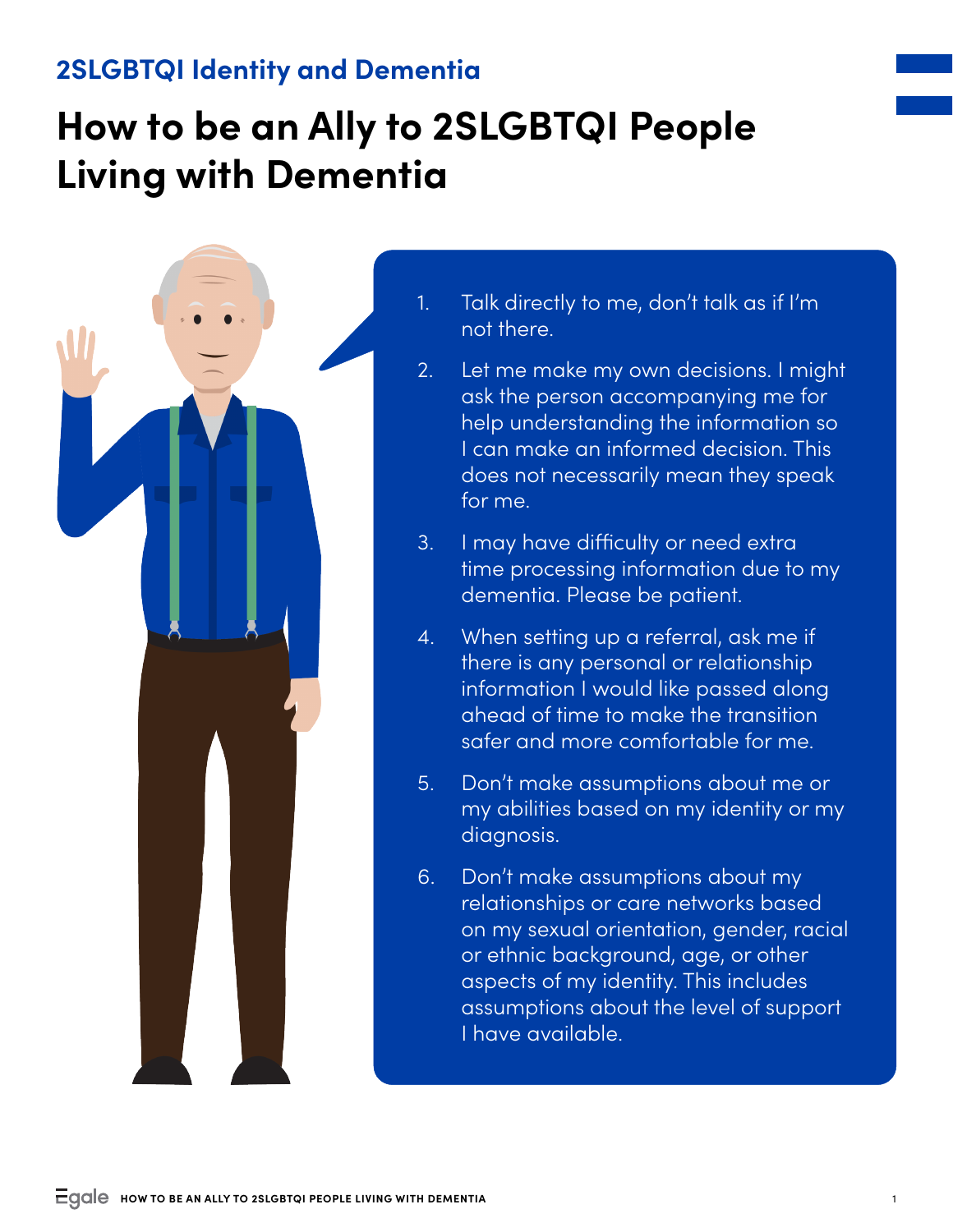## 2SLGBTQI Identity and Dementia

# How to be an Ally to 2SLGBTQI People Living with Dementia

1. Talk directly to me, don't talk as if I'm not there.
2. Let me make my own decisions. I might ask the person accompanying me for help understanding the information so I can make an informed decision. This does not necessarily mean they speak for me.
3. I may have difficulty or need extra time processing information due to my dementia. Please be patient.
4. When setting up a referral, ask me if there is any personal or relationship information I would like passed along ahead of time to make the transition safer and more comfortable for me.
5. Don't make assumptions about me or my abilities based on my identity or my diagnosis.
6. Don't make assumptions about my relationships or care networks based on my sexual orientation, gender, racial or ethnic background, age, or other aspects of my identity. This includes assumptions about the level of support I have available.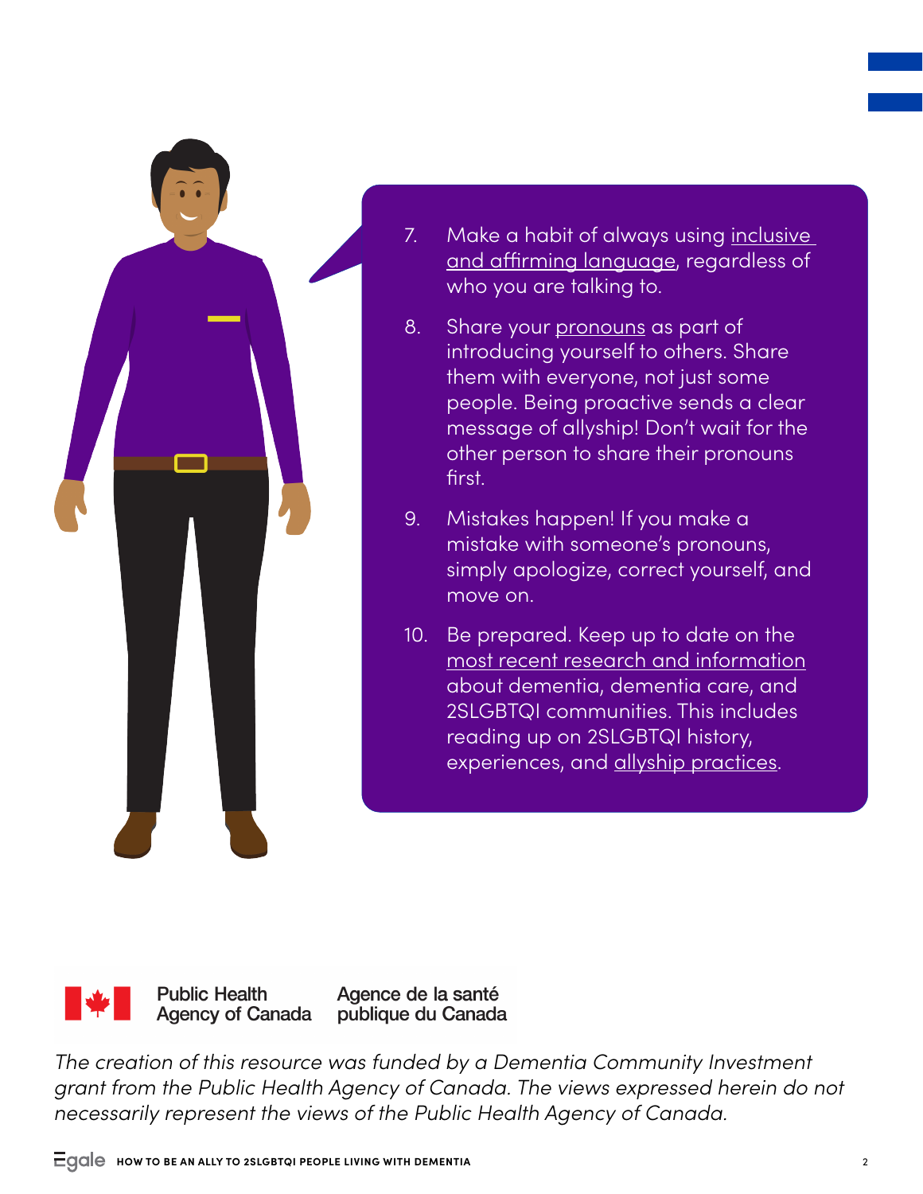7. Make a habit of always using inclusive and affirming language, regardless of who you are talking to.

8. Share your pronouns as part of introducing yourself to others. Share them with everyone, not just some people. Being proactive sends a clear message of allyship! Don't wait for the other person to share their pronouns first.

9. Mistakes happen! If you make a mistake with someone's pronouns, simply apologize, correct yourself, and move on.

10. Be prepared. Keep up to date on the most recent research and information about dementia, dementia care, and 2SLGBTQI communities. This includes reading up on 2SLGBTQI history, experiences, and allyship practices.

Public Health Agency of Canada    Agence de la santé publique du Canada

*The creation of this resource was funded by a Dementia Community Investment grant from the Public Health Agency of Canada. The views expressed herein do not necessarily represent the views of the Public Health Agency of Canada.*